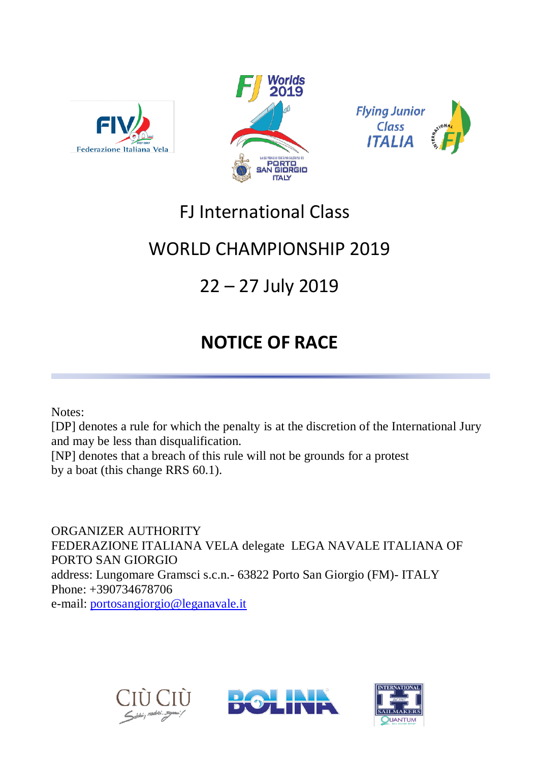# FJ International Class

# WORLD CHAMPIONSHIP 2019

# 22 – 27 July 2019

# NOTICE OF RACE

---

Notes:
[DP] denotes a rule for which the penalty is at the discretion of the International Jury and may be less than disqualification.
[NP] denotes that a breach of this rule will not be grounds for a protest by a boat (this change RRS 60.1).

ORGANIZER AUTHORITY
FEDERAZIONE ITALIANA VELA delegate LEGA NAVALE ITALIANA OF PORTO SAN GIORGIO
address: Lungomare Gramsci s.c.n.- 63822 Porto San Giorgio (FM)- ITALY
Phone: +390734678706
e-mail: portosangiorgio@leganavale.it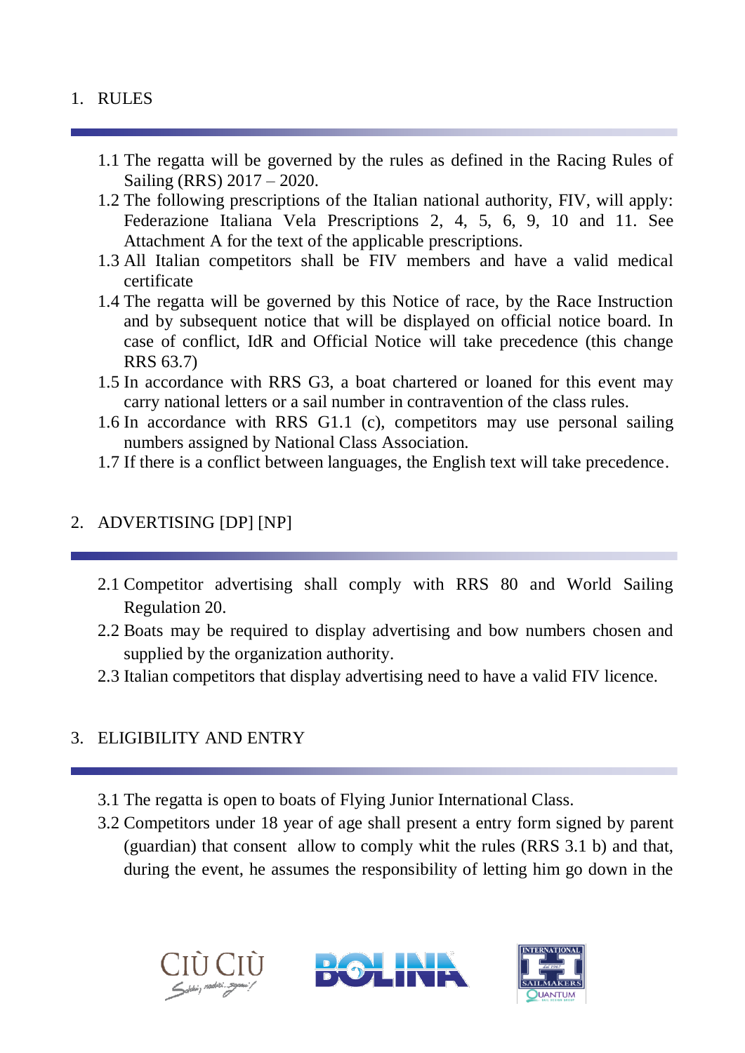## 1. RULES

1.1 The regatta will be governed by the rules as defined in the Racing Rules of Sailing (RRS) 2017 – 2020.

1.2 The following prescriptions of the Italian national authority, FIV, will apply: Federazione Italiana Vela Prescriptions 2, 4, 5, 6, 9, 10 and 11. See Attachment A for the text of the applicable prescriptions.

1.3 All Italian competitors shall be FIV members and have a valid medical certificate

1.4 The regatta will be governed by this Notice of race, by the Race Instruction and by subsequent notice that will be displayed on official notice board. In case of conflict, IdR and Official Notice will take precedence (this change RRS 63.7)

1.5 In accordance with RRS G3, a boat chartered or loaned for this event may carry national letters or a sail number in contravention of the class rules.

1.6 In accordance with RRS G1.1 (c), competitors may use personal sailing numbers assigned by National Class Association.

1.7 If there is a conflict between languages, the English text will take precedence.

## 2. ADVERTISING [DP] [NP]

2.1 Competitor advertising shall comply with RRS 80 and World Sailing Regulation 20.

2.2 Boats may be required to display advertising and bow numbers chosen and supplied by the organization authority.

2.3 Italian competitors that display advertising need to have a valid FIV licence.

## 3. ELIGIBILITY AND ENTRY

3.1 The regatta is open to boats of Flying Junior International Class.

3.2 Competitors under 18 year of age shall present a entry form signed by parent (guardian) that consent allow to comply whit the rules (RRS 3.1 b) and that, during the event, he assumes the responsibility of letting him go down in the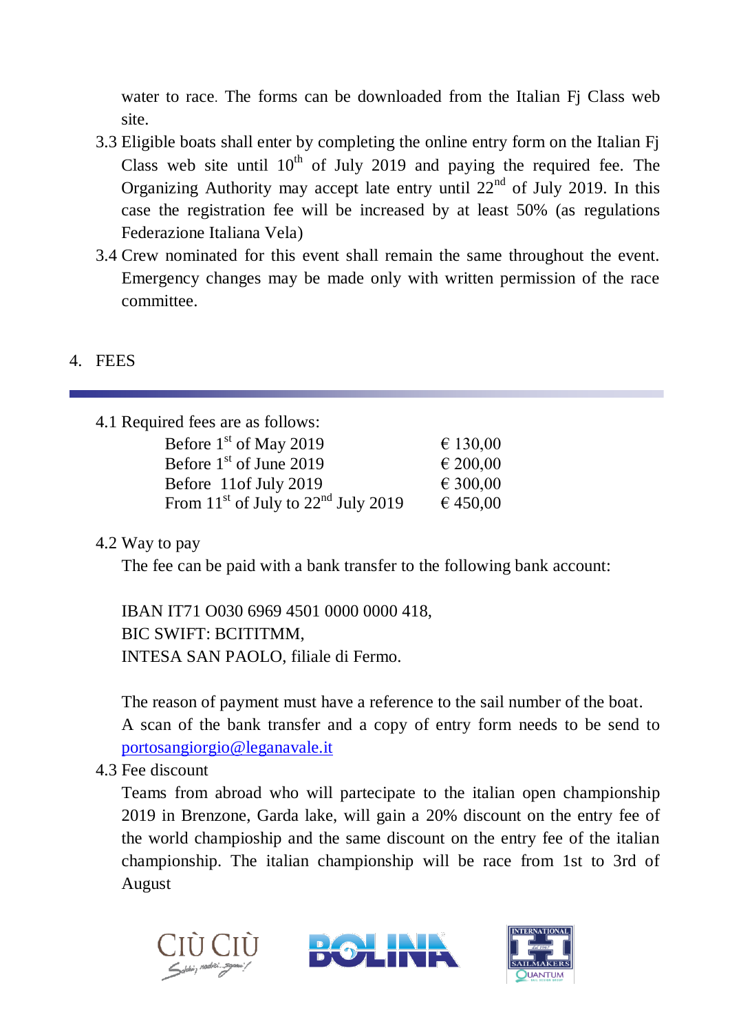water to race. The forms can be downloaded from the Italian Fj Class web site.

3.3 Eligible boats shall enter by completing the online entry form on the Italian Fj Class web site until 10th of July 2019 and paying the required fee. The Organizing Authority may accept late entry until 22nd of July 2019. In this case the registration fee will be increased by at least 50% (as regulations Federazione Italiana Vela)

3.4 Crew nominated for this event shall remain the same throughout the event. Emergency changes may be made only with written permission of the race committee.

## 4. FEES

4.1 Required fees are as follows:

| | |
|---|---|
| Before 1st of May 2019 | € 130,00 |
| Before 1st of June 2019 | € 200,00 |
| Before 11of July 2019 | € 300,00 |
| From 11st of July to 22nd July 2019 | € 450,00 |

4.2 Way to pay

The fee can be paid with a bank transfer to the following bank account:

IBAN IT71 O030 6969 4501 0000 0000 418,
BIC SWIFT: BCITITMM,
INTESA SAN PAOLO, filiale di Fermo.

The reason of payment must have a reference to the sail number of the boat.
A scan of the bank transfer and a copy of entry form needs to be send to portosangiorgio@leganavale.it

4.3 Fee discount

Teams from abroad who will partecipate to the italian open championship 2019 in Brenzone, Garda lake, will gain a 20% discount on the entry fee of the world champioship and the same discount on the entry fee of the italian championship. The italian championship will be race from 1st to 3rd of August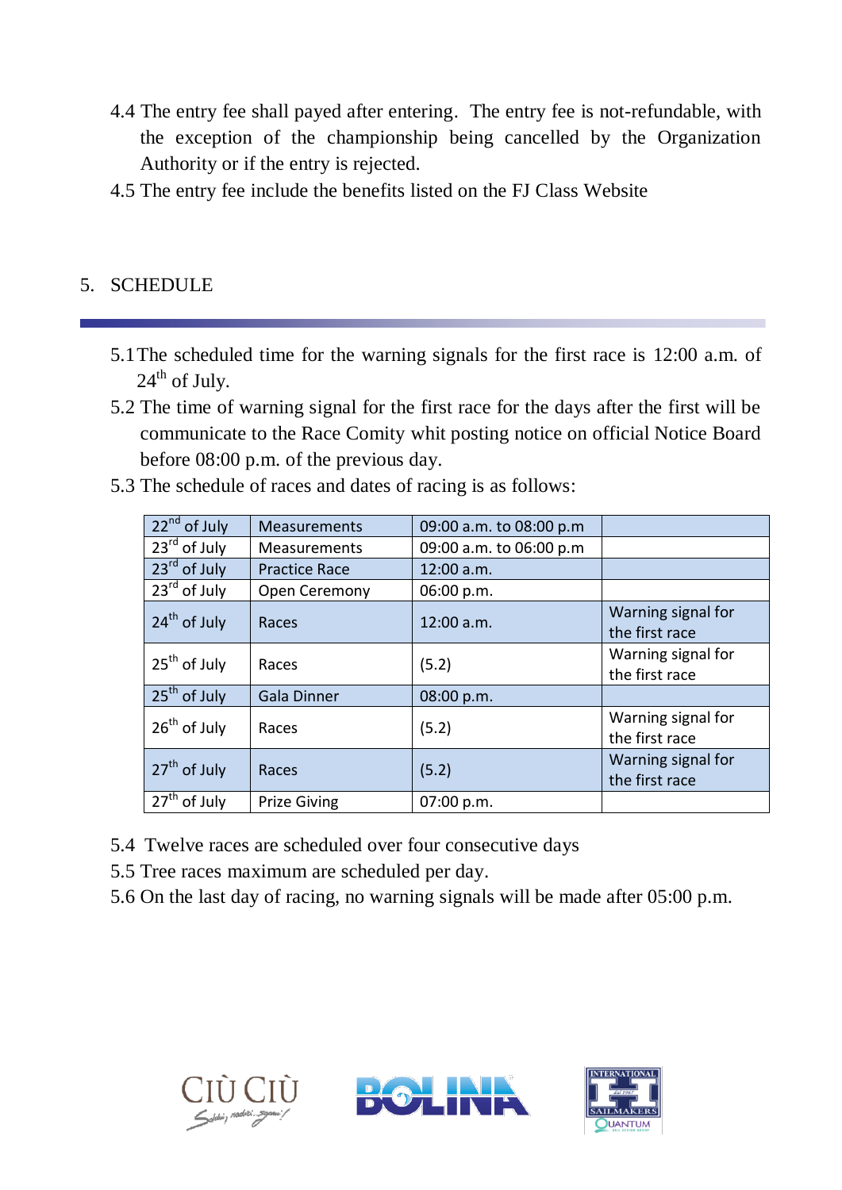4.4 The entry fee shall payed after entering. The entry fee is not-refundable, with the exception of the championship being cancelled by the Organization Authority or if the entry is rejected.

4.5 The entry fee include the benefits listed on the FJ Class Website

## 5. SCHEDULE

5.1 The scheduled time for the warning signals for the first race is 12:00 a.m. of 24th of July.

5.2 The time of warning signal for the first race for the days after the first will be communicate to the Race Comity whit posting notice on official Notice Board before 08:00 p.m. of the previous day.

5.3 The schedule of races and dates of racing is as follows:

| | | | |
|---|---|---|---|
| 22nd of July | Measurements | 09:00 a.m. to 08:00 p.m | |
| 23rd of July | Measurements | 09:00 a.m. to 06:00 p.m | |
| 23rd of July | Practice Race | 12:00 a.m. | |
| 23rd of July | Open Ceremony | 06:00 p.m. | |
| 24th of July | Races | 12:00 a.m. | Warning signal for the first race |
| 25th of July | Races | (5.2) | Warning signal for the first race |
| 25th of July | Gala Dinner | 08:00 p.m. | |
| 26th of July | Races | (5.2) | Warning signal for the first race |
| 27th of July | Races | (5.2) | Warning signal for the first race |
| 27th of July | Prize Giving | 07:00 p.m. | |

5.4 Twelve races are scheduled over four consecutive days

5.5 Tree races maximum are scheduled per day.

5.6 On the last day of racing, no warning signals will be made after 05:00 p.m.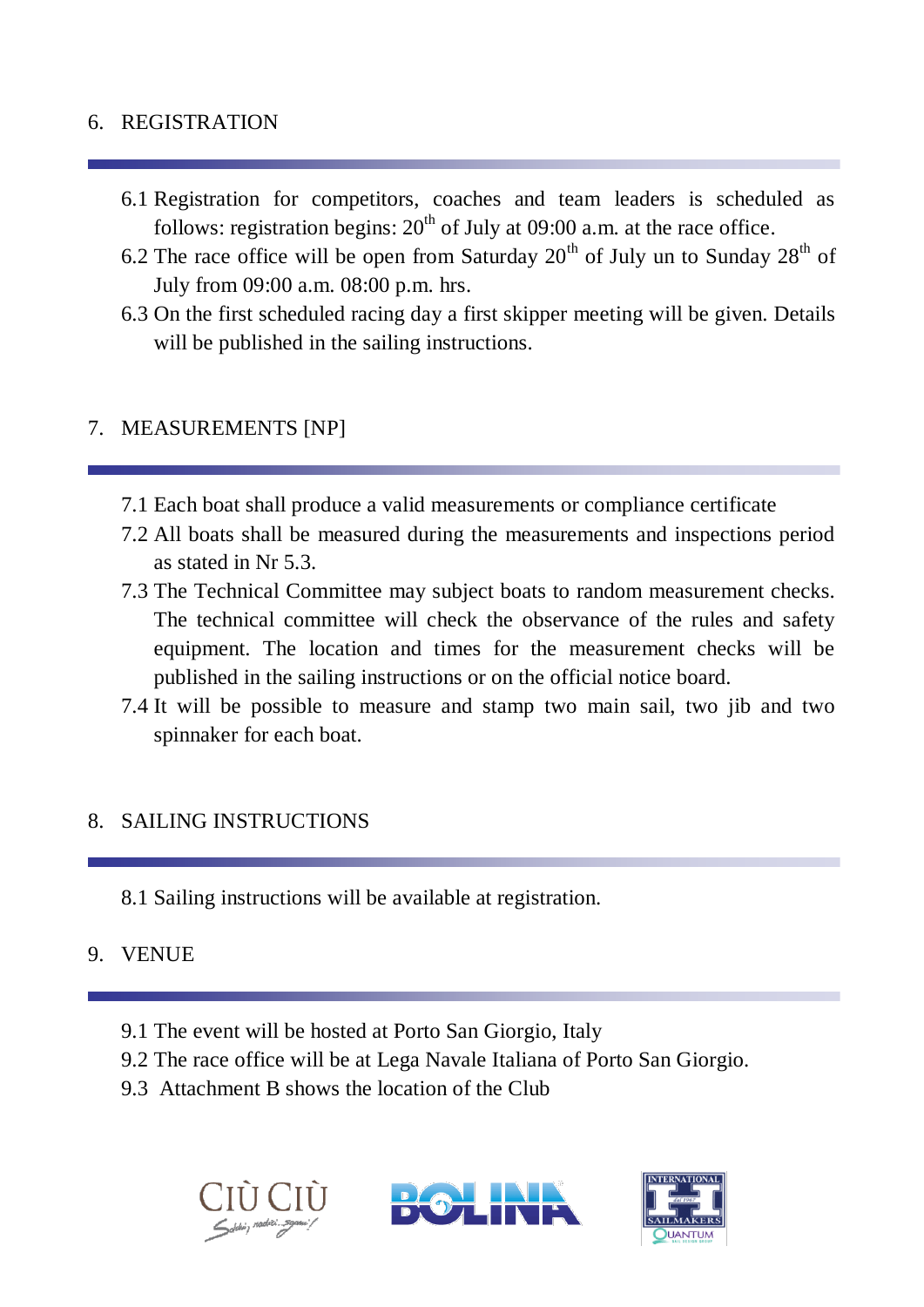## 6. REGISTRATION

6.1 Registration for competitors, coaches and team leaders is scheduled as follows: registration begins: 20th of July at 09:00 a.m. at the race office.

6.2 The race office will be open from Saturday 20th of July un to Sunday 28th of July from 09:00 a.m. 08:00 p.m. hrs.

6.3 On the first scheduled racing day a first skipper meeting will be given. Details will be published in the sailing instructions.

## 7. MEASUREMENTS [NP]

7.1 Each boat shall produce a valid measurements or compliance certificate

7.2 All boats shall be measured during the measurements and inspections period as stated in Nr 5.3.

7.3 The Technical Committee may subject boats to random measurement checks. The technical committee will check the observance of the rules and safety equipment. The location and times for the measurement checks will be published in the sailing instructions or on the official notice board.

7.4 It will be possible to measure and stamp two main sail, two jib and two spinnaker for each boat.

## 8. SAILING INSTRUCTIONS

8.1 Sailing instructions will be available at registration.

## 9. VENUE

9.1 The event will be hosted at Porto San Giorgio, Italy

9.2 The race office will be at Lega Navale Italiana of Porto San Giorgio.

9.3 Attachment B shows the location of the Club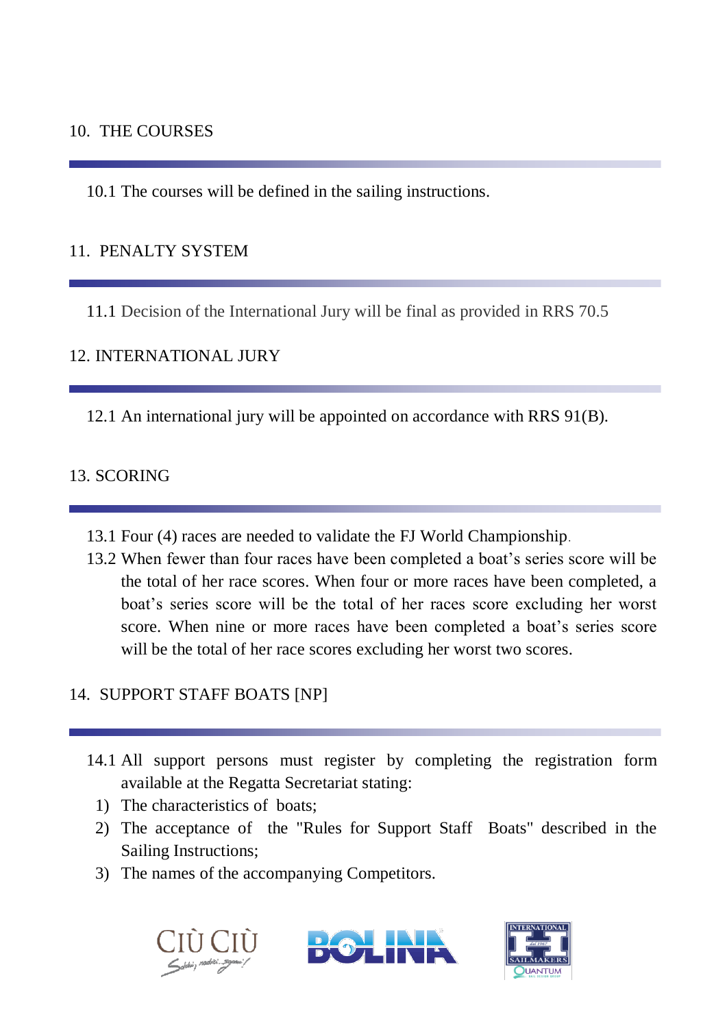## 10. THE COURSES

10.1 The courses will be defined in the sailing instructions.

## 11. PENALTY SYSTEM

11.1 Decision of the International Jury will be final as provided in RRS 70.5

## 12. INTERNATIONAL JURY

12.1 An international jury will be appointed on accordance with RRS 91(B).

## 13. SCORING

13.1 Four (4) races are needed to validate the FJ World Championship.

13.2 When fewer than four races have been completed a boat's series score will be the total of her race scores. When four or more races have been completed, a boat's series score will be the total of her races score excluding her worst score. When nine or more races have been completed a boat's series score will be the total of her race scores excluding her worst two scores.

## 14. SUPPORT STAFF BOATS [NP]

14.1 All support persons must register by completing the registration form available at the Regatta Secretariat stating:

1) The characteristics of boats;
2) The acceptance of the "Rules for Support Staff Boats" described in the Sailing Instructions;
3) The names of the accompanying Competitors.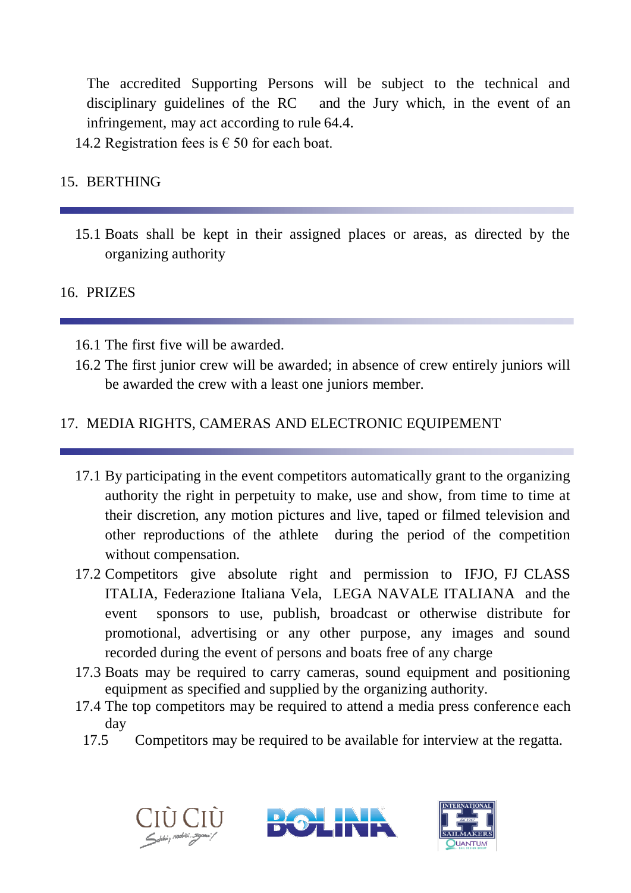The accredited Supporting Persons will be subject to the technical and disciplinary guidelines of the RC and the Jury which, in the event of an infringement, may act according to rule 64.4.

14.2 Registration fees is € 50 for each boat.

## 15. BERTHING

15.1 Boats shall be kept in their assigned places or areas, as directed by the organizing authority

## 16. PRIZES

16.1 The first five will be awarded.

16.2 The first junior crew will be awarded; in absence of crew entirely juniors will be awarded the crew with a least one juniors member.

## 17. MEDIA RIGHTS, CAMERAS AND ELECTRONIC EQUIPEMENT

17.1 By participating in the event competitors automatically grant to the organizing authority the right in perpetuity to make, use and show, from time to time at their discretion, any motion pictures and live, taped or filmed television and other reproductions of the athlete during the period of the competition without compensation.

17.2 Competitors give absolute right and permission to IFJO, FJ CLASS ITALIA, Federazione Italiana Vela, LEGA NAVALE ITALIANA and the event sponsors to use, publish, broadcast or otherwise distribute for promotional, advertising or any other purpose, any images and sound recorded during the event of persons and boats free of any charge

17.3 Boats may be required to carry cameras, sound equipment and positioning equipment as specified and supplied by the organizing authority.

17.4 The top competitors may be required to attend a media press conference each day

17.5 Competitors may be required to be available for interview at the regatta.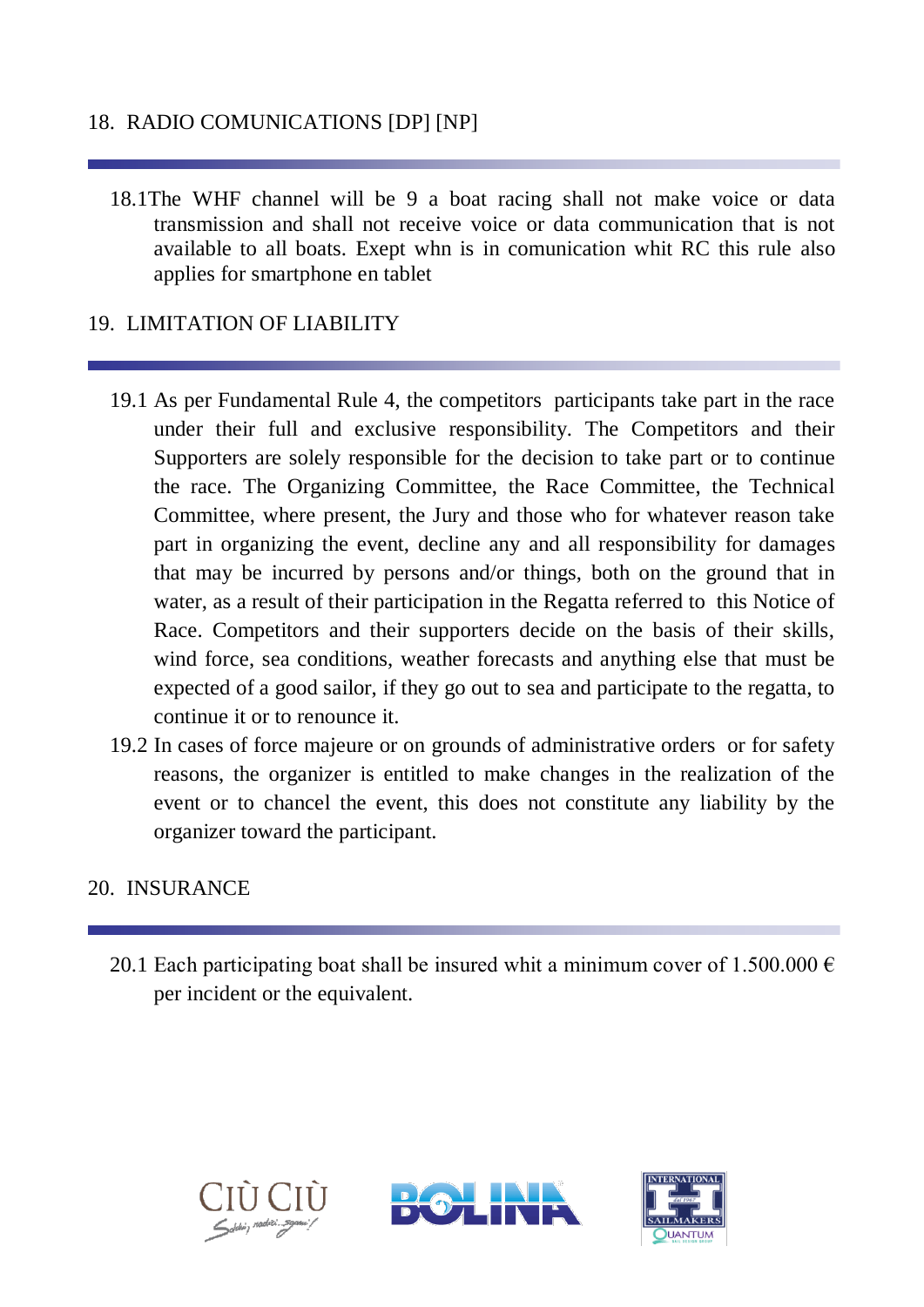## 18. RADIO COMUNICATIONS [DP] [NP]

18.1The WHF channel will be 9 a boat racing shall not make voice or data transmission and shall not receive voice or data communication that is not available to all boats. Exept whn is in comunication whit RC this rule also applies for smartphone en tablet

## 19. LIMITATION OF LIABILITY

19.1 As per Fundamental Rule 4, the competitors participants take part in the race under their full and exclusive responsibility. The Competitors and their Supporters are solely responsible for the decision to take part or to continue the race. The Organizing Committee, the Race Committee, the Technical Committee, where present, the Jury and those who for whatever reason take part in organizing the event, decline any and all responsibility for damages that may be incurred by persons and/or things, both on the ground that in water, as a result of their participation in the Regatta referred to this Notice of Race. Competitors and their supporters decide on the basis of their skills, wind force, sea conditions, weather forecasts and anything else that must be expected of a good sailor, if they go out to sea and participate to the regatta, to continue it or to renounce it.

19.2 In cases of force majeure or on grounds of administrative orders or for safety reasons, the organizer is entitled to make changes in the realization of the event or to chancel the event, this does not constitute any liability by the organizer toward the participant.

## 20. INSURANCE

20.1 Each participating boat shall be insured whit a minimum cover of 1.500.000 € per incident or the equivalent.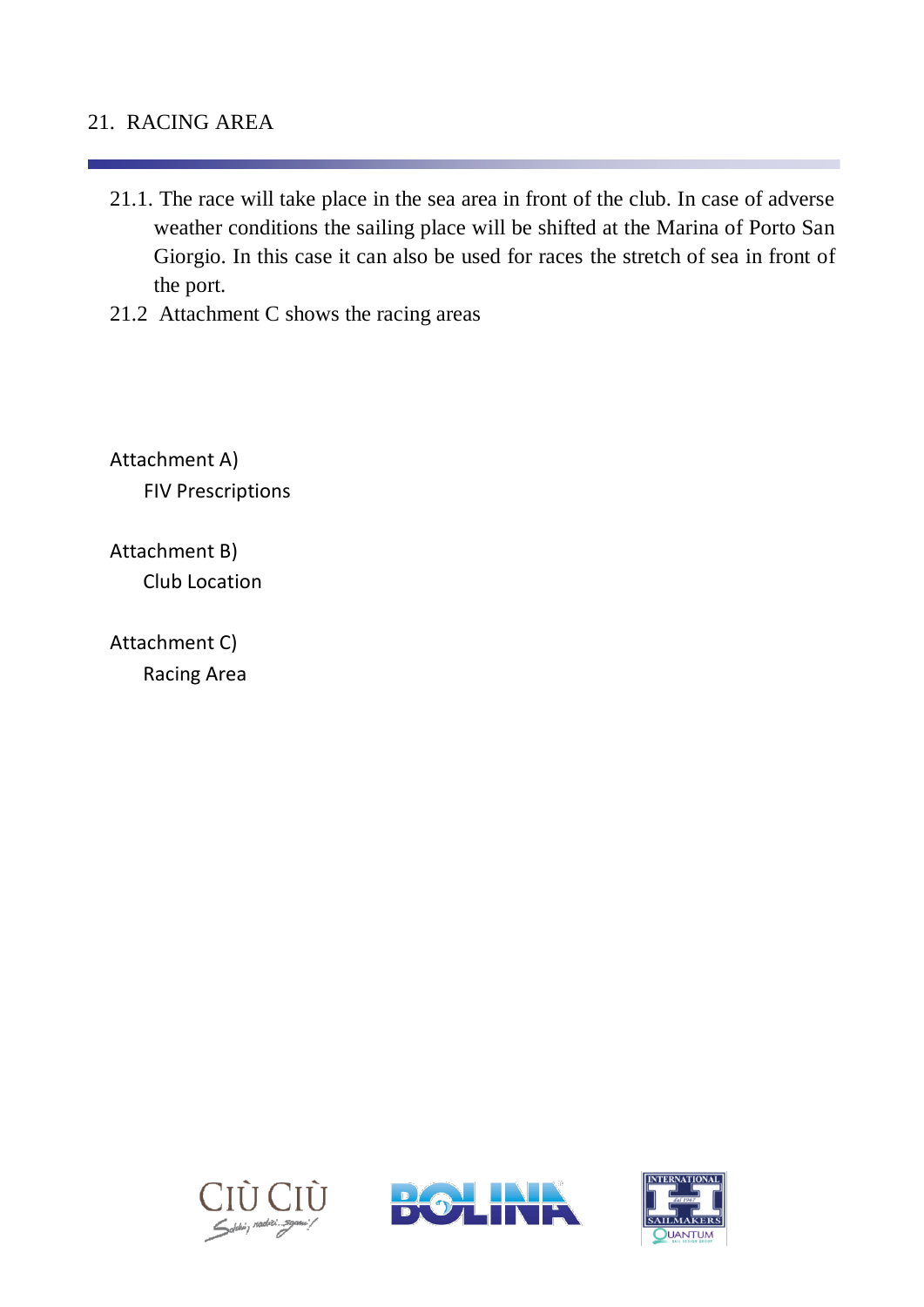## 21. RACING AREA

21.1. The race will take place in the sea area in front of the club. In case of adverse weather conditions the sailing place will be shifted at the Marina of Porto San Giorgio. In this case it can also be used for races the stretch of sea in front of the port.

21.2 Attachment C shows the racing areas

Attachment A)

FIV Prescriptions

Attachment B)

Club Location

Attachment C)

Racing Area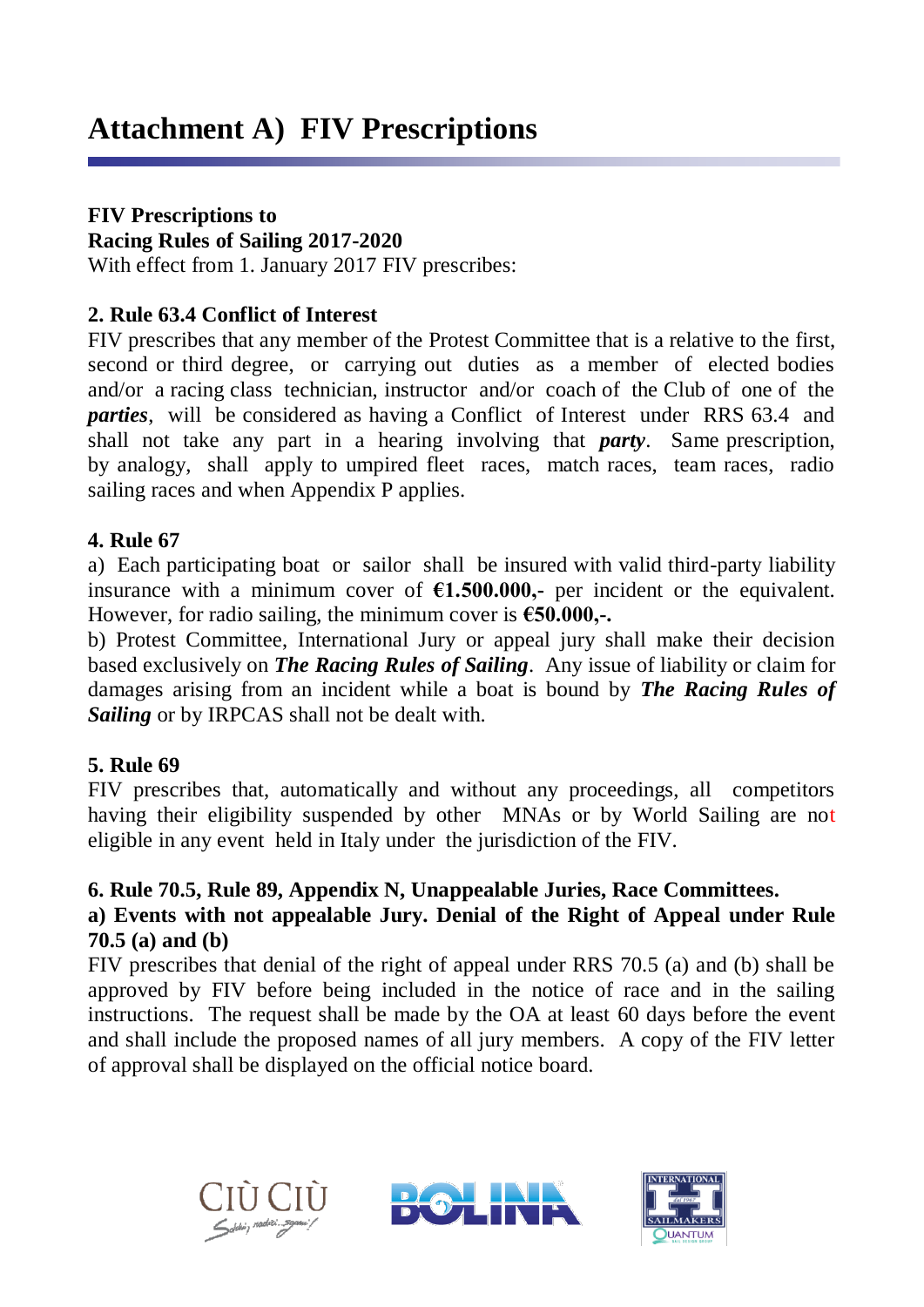# Attachment A) FIV Prescriptions

**FIV Prescriptions to**
**Racing Rules of Sailing 2017-2020**
With effect from 1. January 2017 FIV prescribes:

**2. Rule 63.4 Conflict of Interest**
FIV prescribes that any member of the Protest Committee that is a relative to the first, second or third degree, or carrying out duties as a member of elected bodies and/or a racing class technician, instructor and/or coach of the Club of one of the ***parties***, will be considered as having a Conflict of Interest under RRS 63.4 and shall not take any part in a hearing involving that ***party***. Same prescription, by analogy, shall apply to umpired fleet races, match races, team races, radio sailing races and when Appendix P applies.

**4. Rule 67**
a) Each participating boat or sailor shall be insured with valid third-party liability insurance with a minimum cover of **€1.500.000,-** per incident or the equivalent. However, for radio sailing, the minimum cover is **€50.000,-.**
b) Protest Committee, International Jury or appeal jury shall make their decision based exclusively on ***The Racing Rules of Sailing***. Any issue of liability or claim for damages arising from an incident while a boat is bound by ***The Racing Rules of Sailing*** or by IRPCAS shall not be dealt with.

**5. Rule 69**
FIV prescribes that, automatically and without any proceedings, all competitors having their eligibility suspended by other MNAs or by World Sailing are not eligible in any event held in Italy under the jurisdiction of the FIV.

**6. Rule 70.5, Rule 89, Appendix N, Unappealable Juries, Race Committees.**
**a) Events with not appealable Jury. Denial of the Right of Appeal under Rule 70.5 (a) and (b)**
FIV prescribes that denial of the right of appeal under RRS 70.5 (a) and (b) shall be approved by FIV before being included in the notice of race and in the sailing instructions. The request shall be made by the OA at least 60 days before the event and shall include the proposed names of all jury members. A copy of the FIV letter of approval shall be displayed on the official notice board.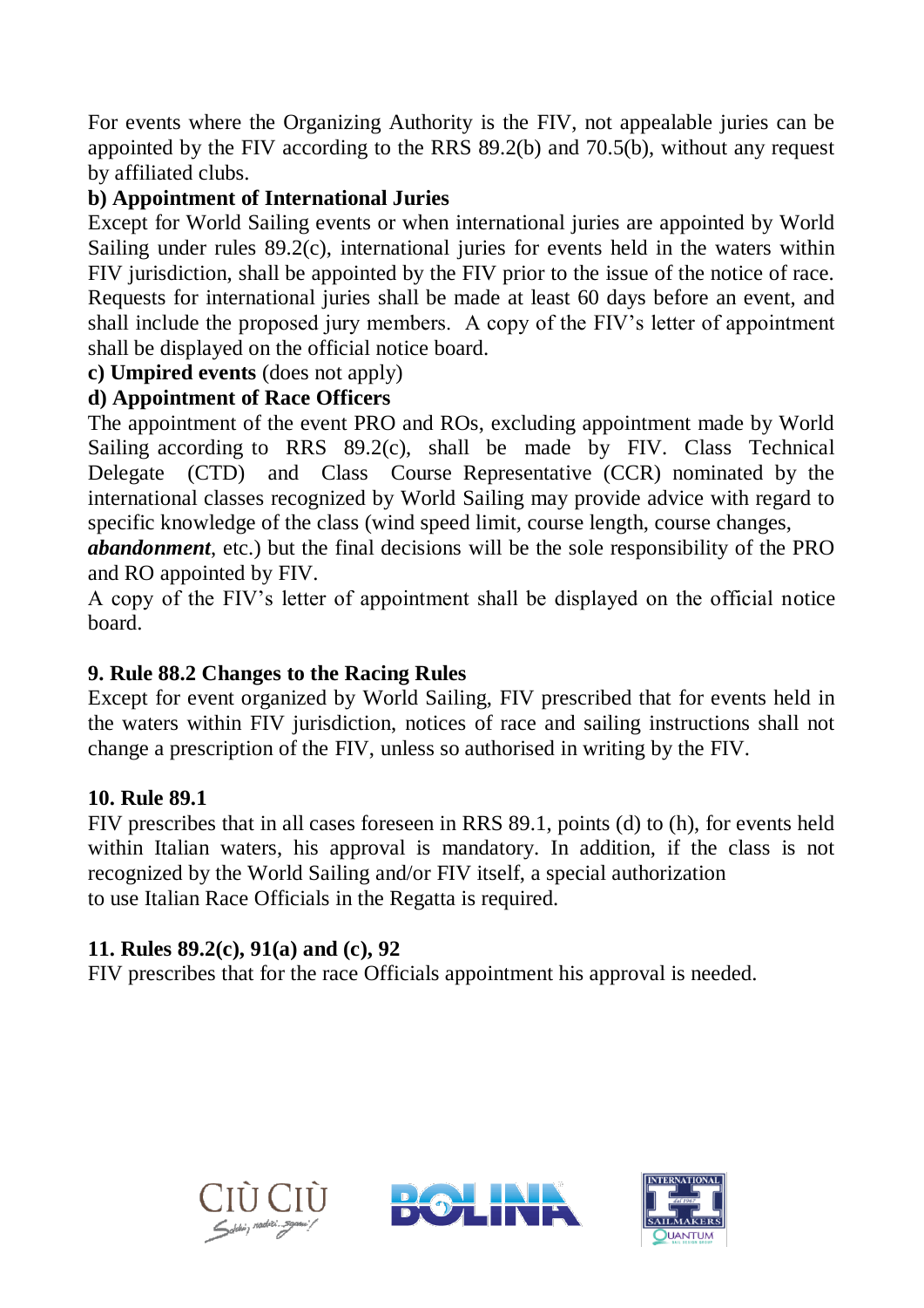For events where the Organizing Authority is the FIV, not appealable juries can be appointed by the FIV according to the RRS 89.2(b) and 70.5(b), without any request by affiliated clubs.

**b) Appointment of International Juries**

Except for World Sailing events or when international juries are appointed by World Sailing under rules 89.2(c), international juries for events held in the waters within FIV jurisdiction, shall be appointed by the FIV prior to the issue of the notice of race. Requests for international juries shall be made at least 60 days before an event, and shall include the proposed jury members. A copy of the FIV's letter of appointment shall be displayed on the official notice board.

**c) Umpired events** (does not apply)

**d) Appointment of Race Officers**

The appointment of the event PRO and ROs, excluding appointment made by World Sailing according to RRS 89.2(c), shall be made by FIV. Class Technical Delegate (CTD) and Class Course Representative (CCR) nominated by the international classes recognized by World Sailing may provide advice with regard to specific knowledge of the class (wind speed limit, course length, course changes, ***abandonment***, etc.) but the final decisions will be the sole responsibility of the PRO and RO appointed by FIV.

A copy of the FIV's letter of appointment shall be displayed on the official notice board.

## 9. Rule 88.2 Changes to the Racing Rules

Except for event organized by World Sailing, FIV prescribed that for events held in the waters within FIV jurisdiction, notices of race and sailing instructions shall not change a prescription of the FIV, unless so authorised in writing by the FIV.

## 10. Rule 89.1

FIV prescribes that in all cases foreseen in RRS 89.1, points (d) to (h), for events held within Italian waters, his approval is mandatory. In addition, if the class is not recognized by the World Sailing and/or FIV itself, a special authorization to use Italian Race Officials in the Regatta is required.

## 11. Rules 89.2(c), 91(a) and (c), 92

FIV prescribes that for the race Officials appointment his approval is needed.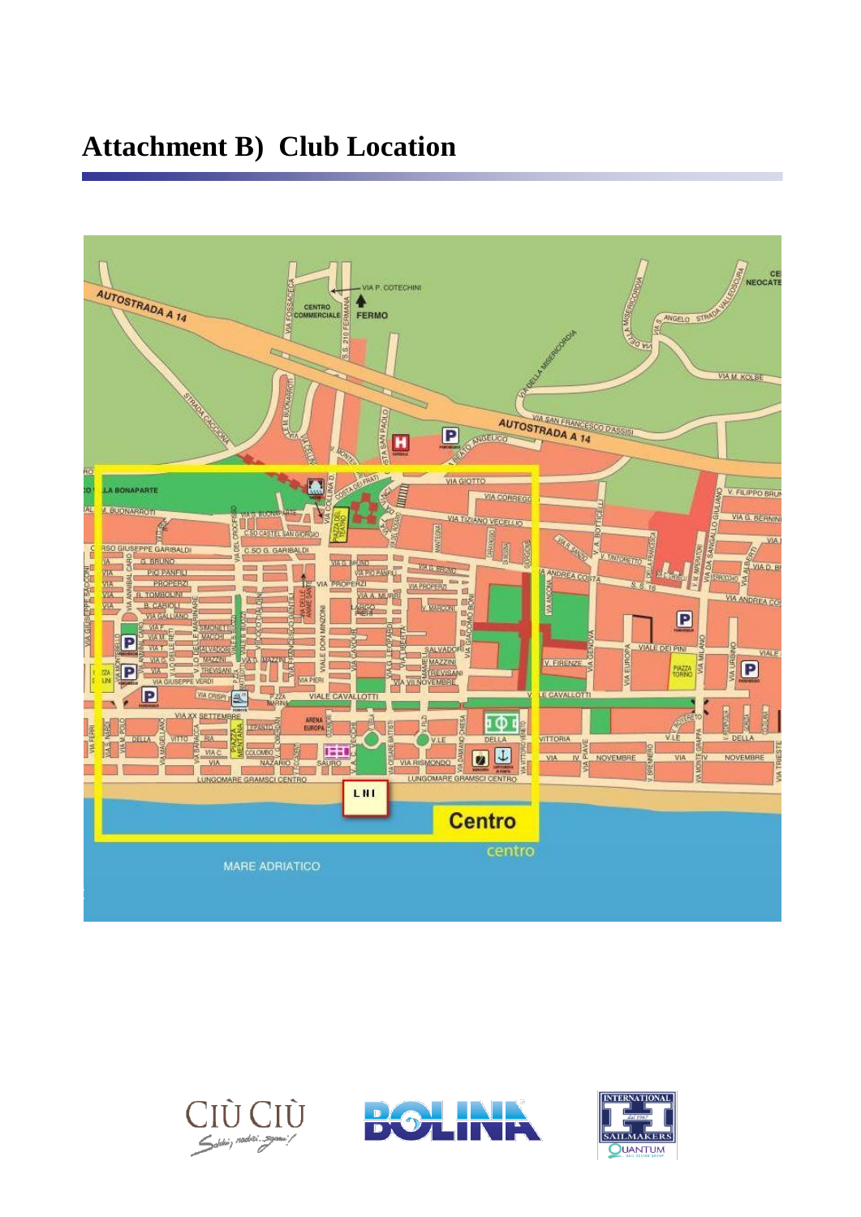# Attachment B) Club Location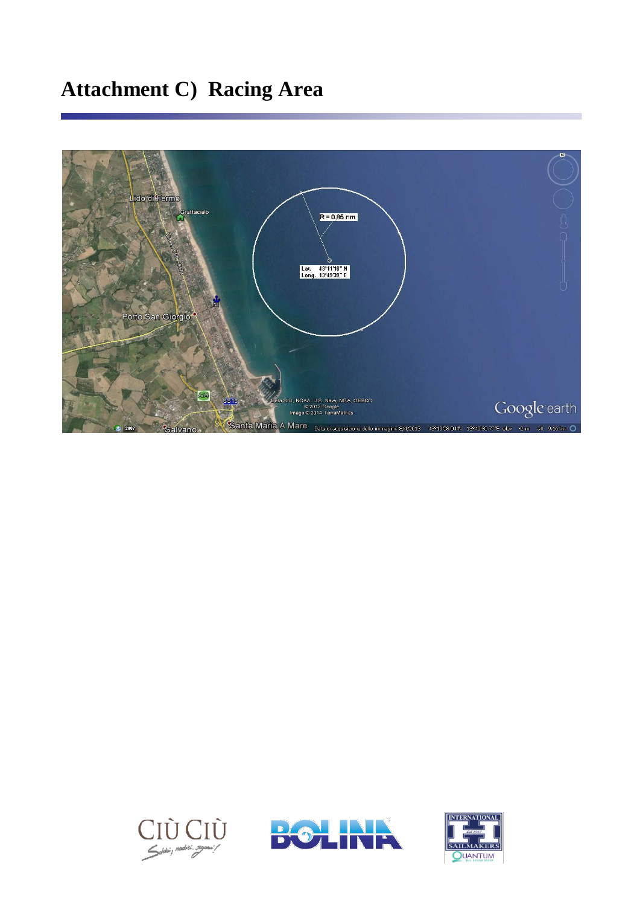# Attachment C) Racing Area

R = 0,85 nm

Lat. 43°11'16" N
Long. 13°49'39" E

Lido di Fermo

Grattacielo

Porto San Giorgio

Santa Maria A Mare

Salvano

Data SIO, NOAA, U.S. Navy, NGA, GEBCO
© 2013 Google
Image © 2014 TerraMetrics

Google earth